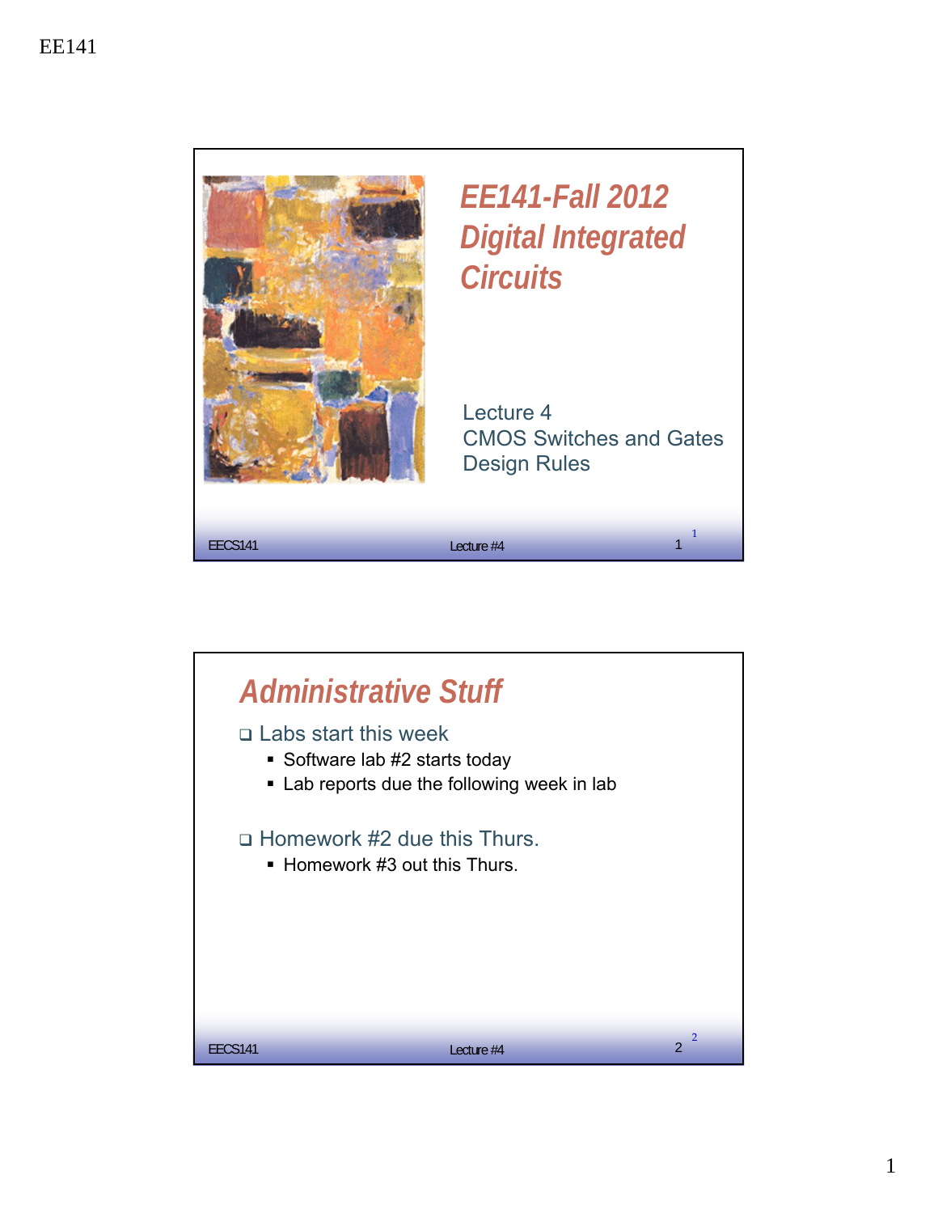# EE141-Fall 2012
# Digital Integrated Circuits

Lecture 4
CMOS Switches and Gates
Design Rules

## Administrative Stuff

- Labs start this week
  - Software lab #2 starts today
  - Lab reports due the following week in lab
- Homework #2 due this Thurs.
  - Homework #3 out this Thurs.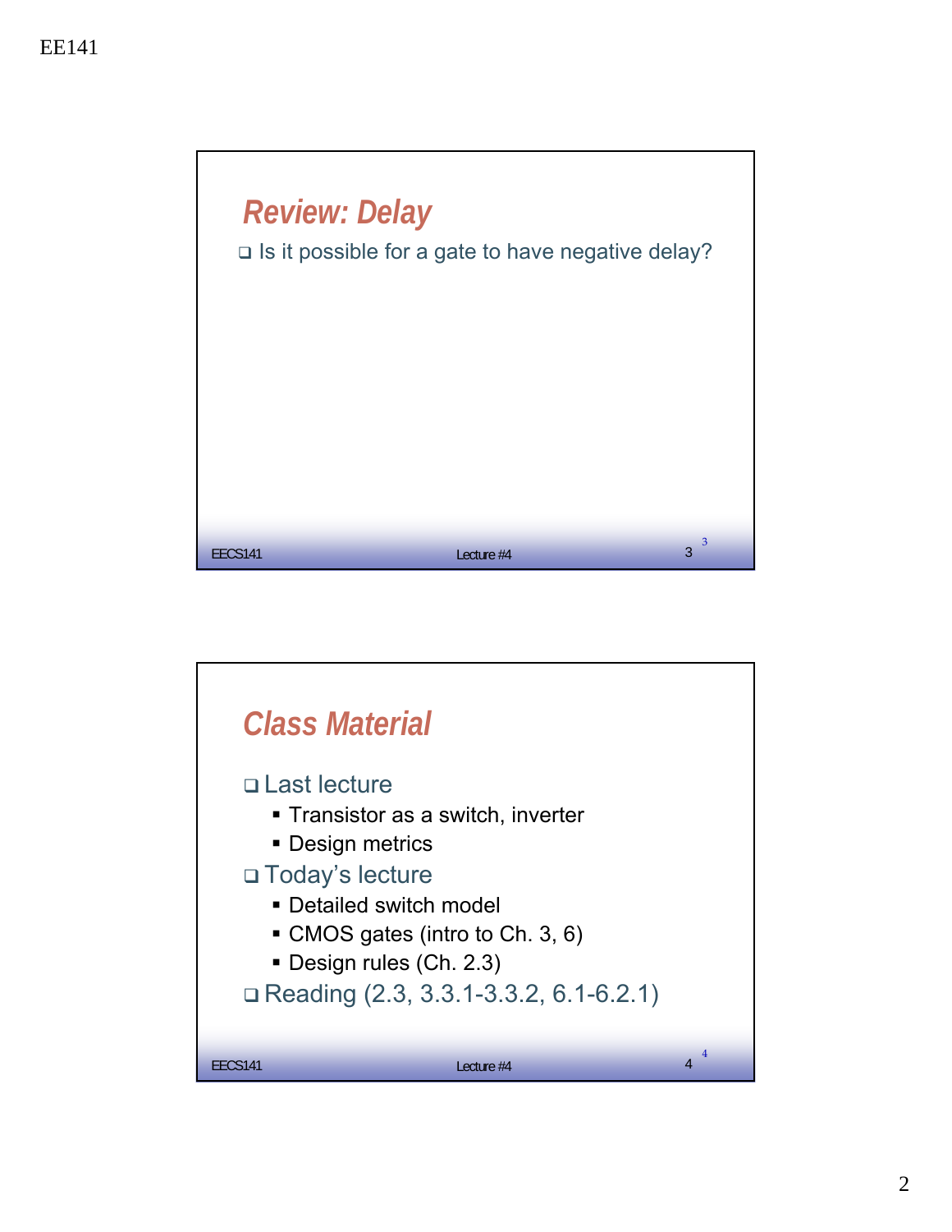## Review: Delay

- Is it possible for a gate to have negative delay?

## Class Material

- Last lecture
  - Transistor as a switch, inverter
  - Design metrics
- Today's lecture
  - Detailed switch model
  - CMOS gates (intro to Ch. 3, 6)
  - Design rules (Ch. 2.3)
- Reading (2.3, 3.3.1-3.3.2, 6.1-6.2.1)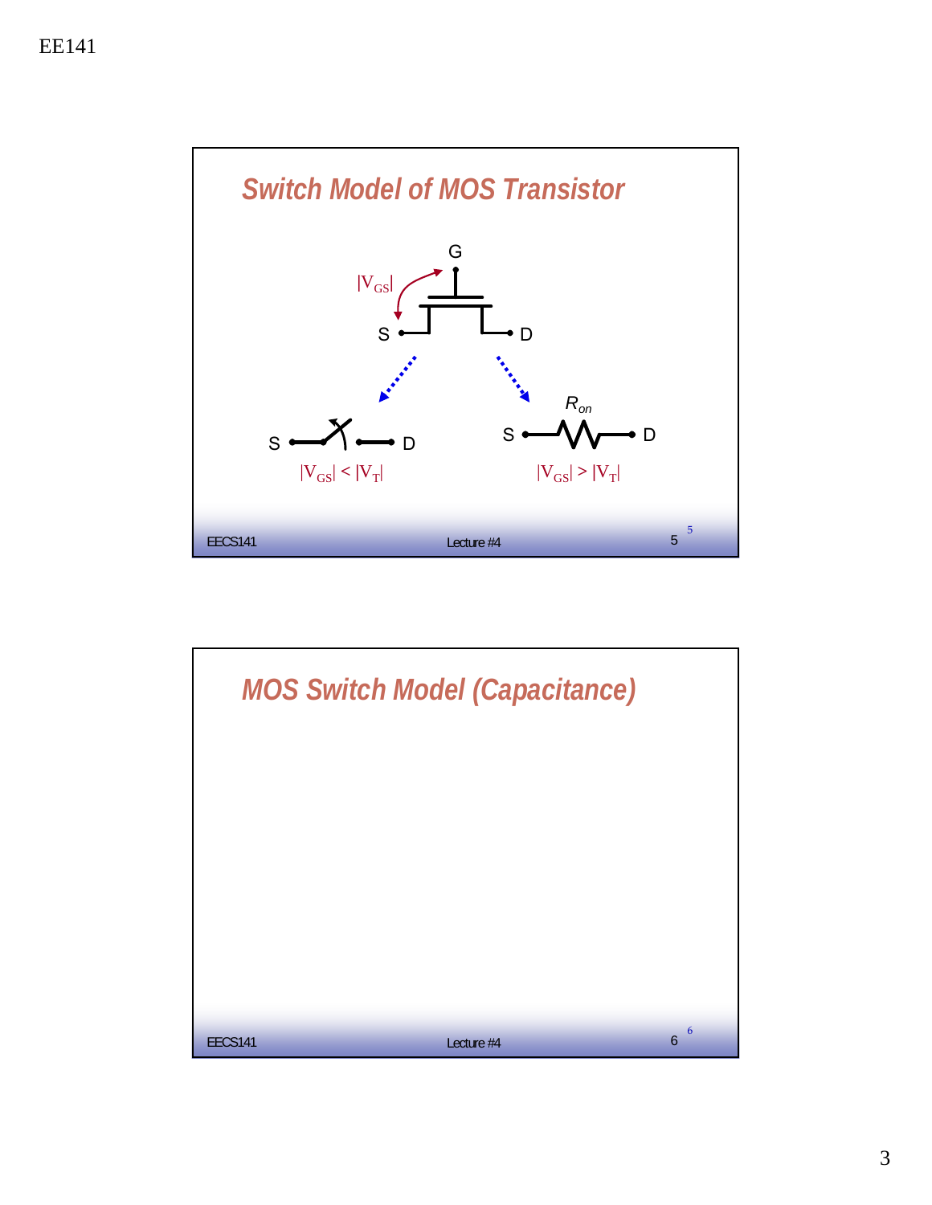## Switch Model of MOS Transistor

G

$|V_{GS}|$

S D

S D

$|V_{GS}| < |V_T|$

$R_{on}$

S D

$|V_{GS}| > |V_T|$

## MOS Switch Model (Capacitance)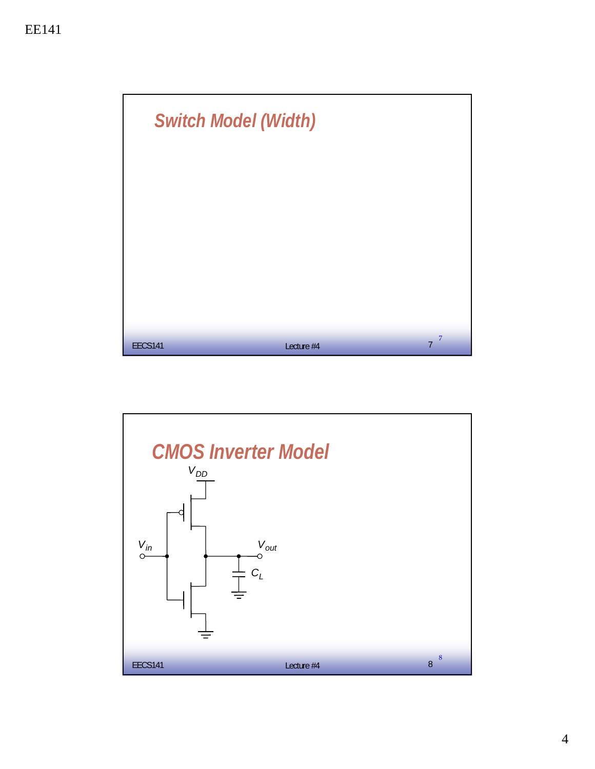## Switch Model (Width)

## CMOS Inverter Model

$V_{DD}$

$V_{in}$

$V_{out}$

$C_L$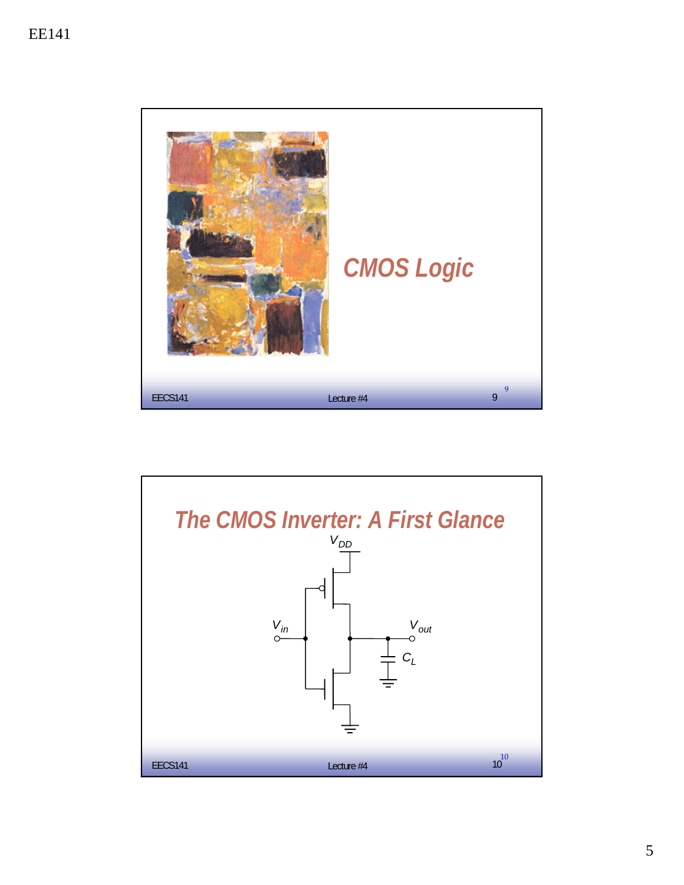## CMOS Logic

## The CMOS Inverter: A First Glance

$V_{DD}$

$V_{in}$

$V_{out}$

$C_L$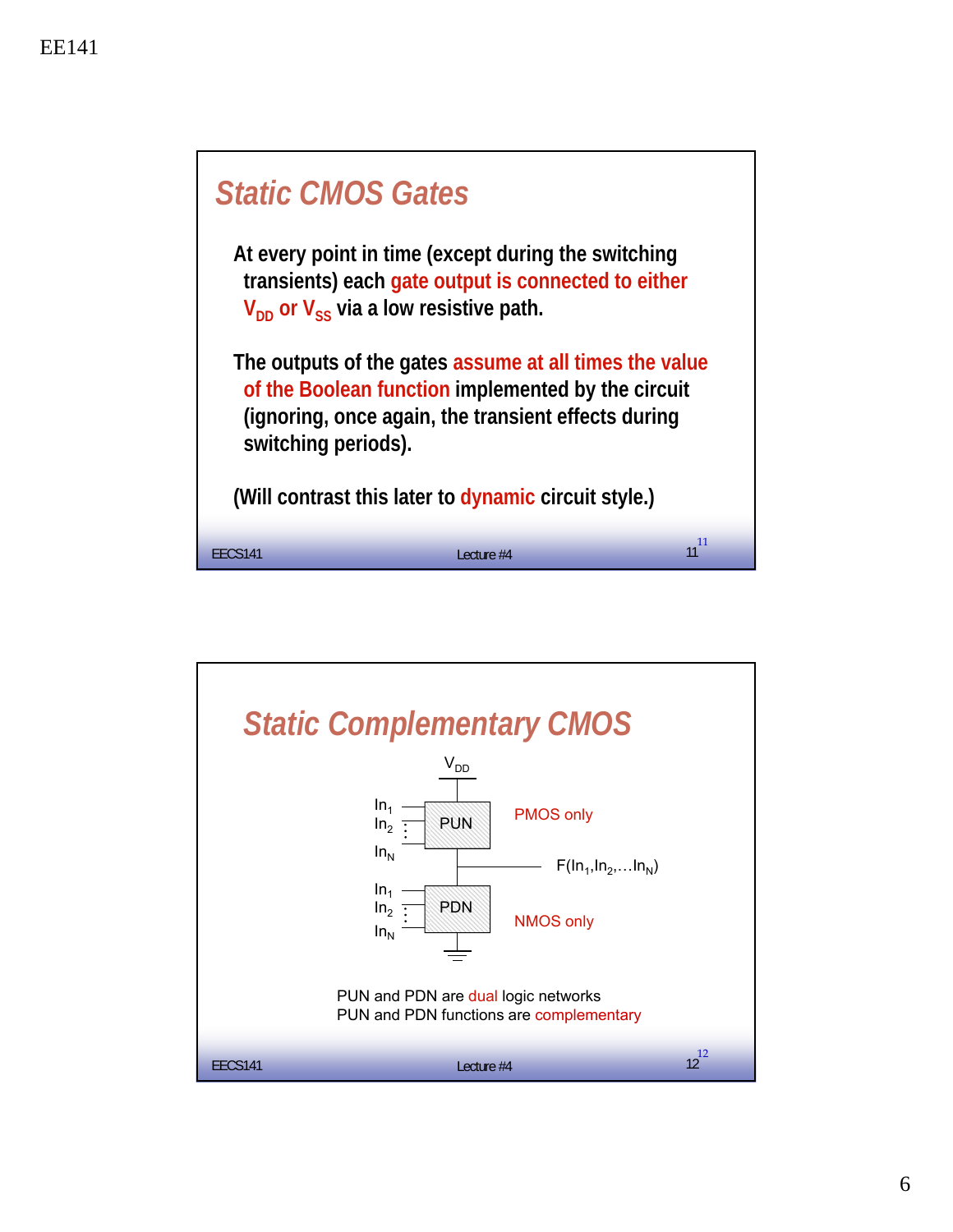## Static CMOS Gates

At every point in time (except during the switching transients) each gate output is connected to either $V_{DD}$ or $V_{SS}$ via a low resistive path.

The outputs of the gates assume at all times the value of the Boolean function implemented by the circuit (ignoring, once again, the transient effects during switching periods).

(Will contrast this later to dynamic circuit style.)

## Static Complementary CMOS

$V_{DD}$

$In_1$, $In_2$, …, $In_N$ → PUN — PMOS only

$F(In_1, In_2, \ldots In_N)$

$In_1$, $In_2$, …, $In_N$ → PDN — NMOS only

PUN and PDN are dual logic networks

PUN and PDN functions are complementary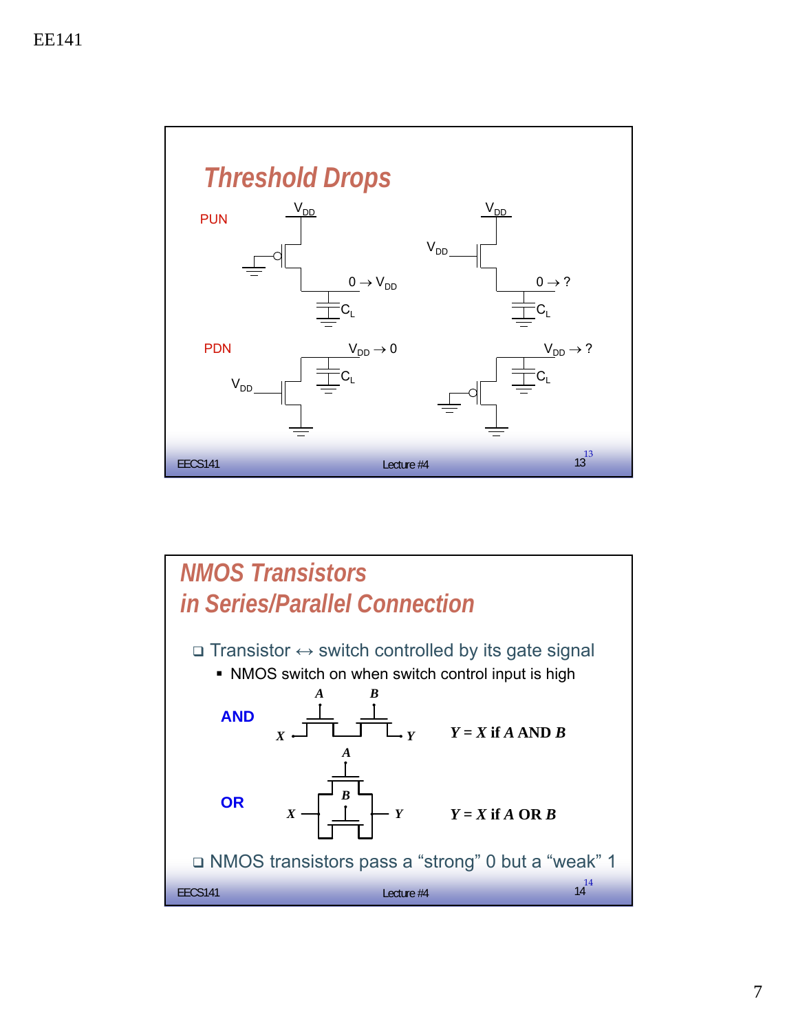## Threshold Drops

PUN

$V_{DD}$

$0 \rightarrow V_{DD}$

$C_L$

$V_{DD}$

$V_{DD}$

$0 \rightarrow ?$

$C_L$

PDN

$V_{DD} \rightarrow 0$

$C_L$

$V_{DD}$

$V_{DD} \rightarrow ?$

$C_L$

## NMOS Transistors in Series/Parallel Connection

- Transistor ↔ switch controlled by its gate signal
  - NMOS switch on when switch control input is high

**AND** — $Y = X$ if $A$ AND $B$

**OR** — $Y = X$ if $A$ OR $B$

- NMOS transistors pass a “strong” 0 but a “weak” 1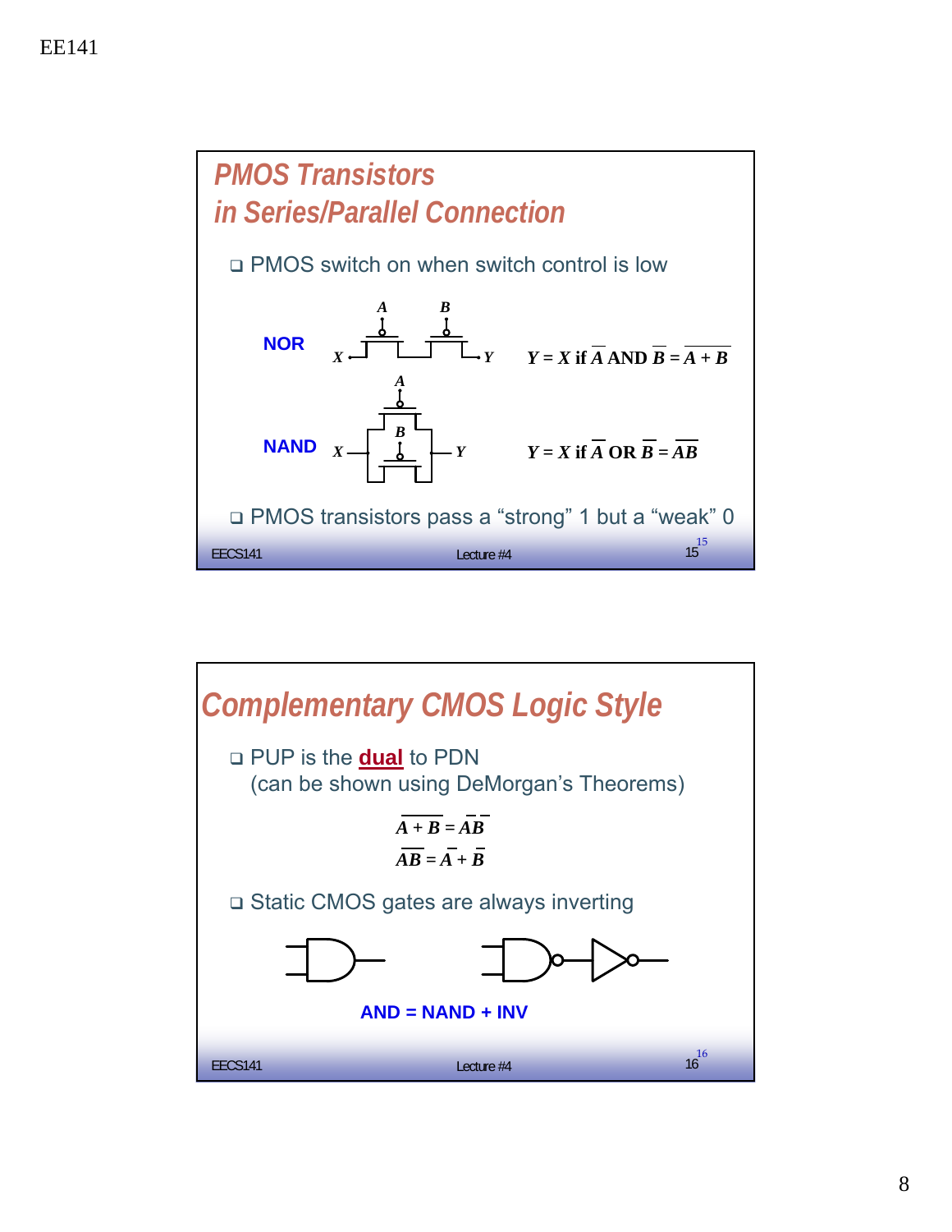## PMOS Transistors in Series/Parallel Connection

- PMOS switch on when switch control is low

**NOR** $Y = X \text{ if } \overline{A} \text{ AND } \overline{B} = \overline{A + B}$

**NAND** $Y = X \text{ if } \overline{A} \text{ OR } \overline{B} = \overline{AB}$

- PMOS transistors pass a "strong" 1 but a "weak" 0

## Complementary CMOS Logic Style

- PUP is the **dual** to PDN (can be shown using DeMorgan's Theorems)

$$\overline{A + B} = \overline{A}\,\overline{B}$$

$$\overline{AB} = \overline{A} + \overline{B}$$

- Static CMOS gates are always inverting

**AND = NAND + INV**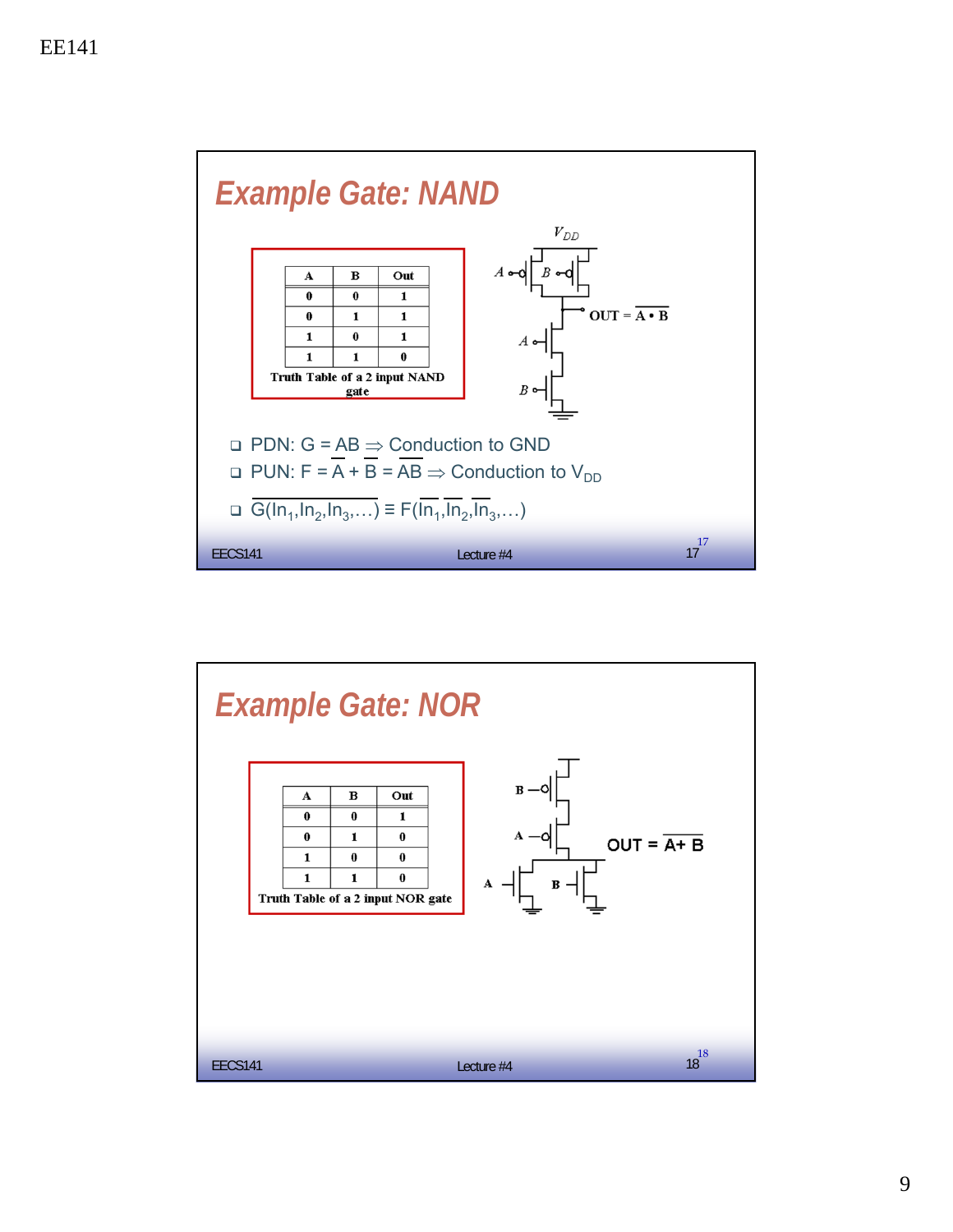## Example Gate: NAND

| A | B | Out |
|---|---|---|
| 0 | 0 | 1 |
| 0 | 1 | 1 |
| 1 | 0 | 1 |
| 1 | 1 | 0 |

Truth Table of a 2 input NAND gate

$V_{DD}$

$OUT = \overline{A \cdot B}$

- PDN: G = AB ⇒ Conduction to GND
- PUN: $F = \overline{A} + \overline{B} = \overline{AB}$ ⇒ Conduction to $V_{DD}$
- $\overline{G(In_1, In_2, In_3, \ldots)} \equiv F(\overline{In_1}, \overline{In_2}, \overline{In_3}, \ldots)$

## Example Gate: NOR

| A | B | Out |
|---|---|---|
| 0 | 0 | 1 |
| 0 | 1 | 0 |
| 1 | 0 | 0 |
| 1 | 1 | 0 |

Truth Table of a 2 input NOR gate

$OUT = \overline{A + B}$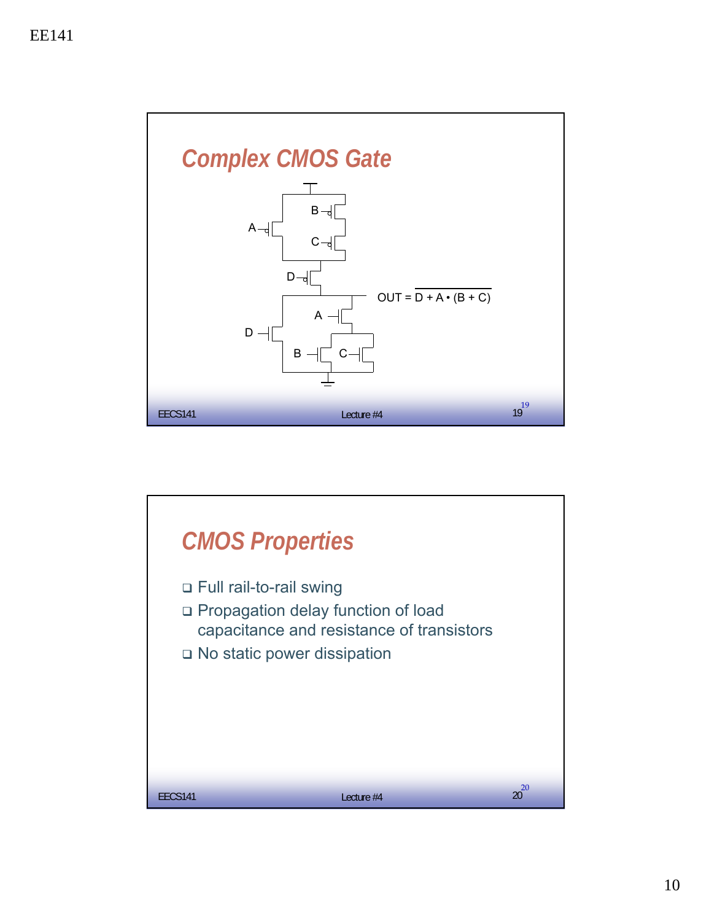## Complex CMOS Gate

A, B, C, D

$$OUT = \overline{D + A \cdot (B + C)}$$

## CMOS Properties

- Full rail-to-rail swing
- Propagation delay function of load capacitance and resistance of transistors
- No static power dissipation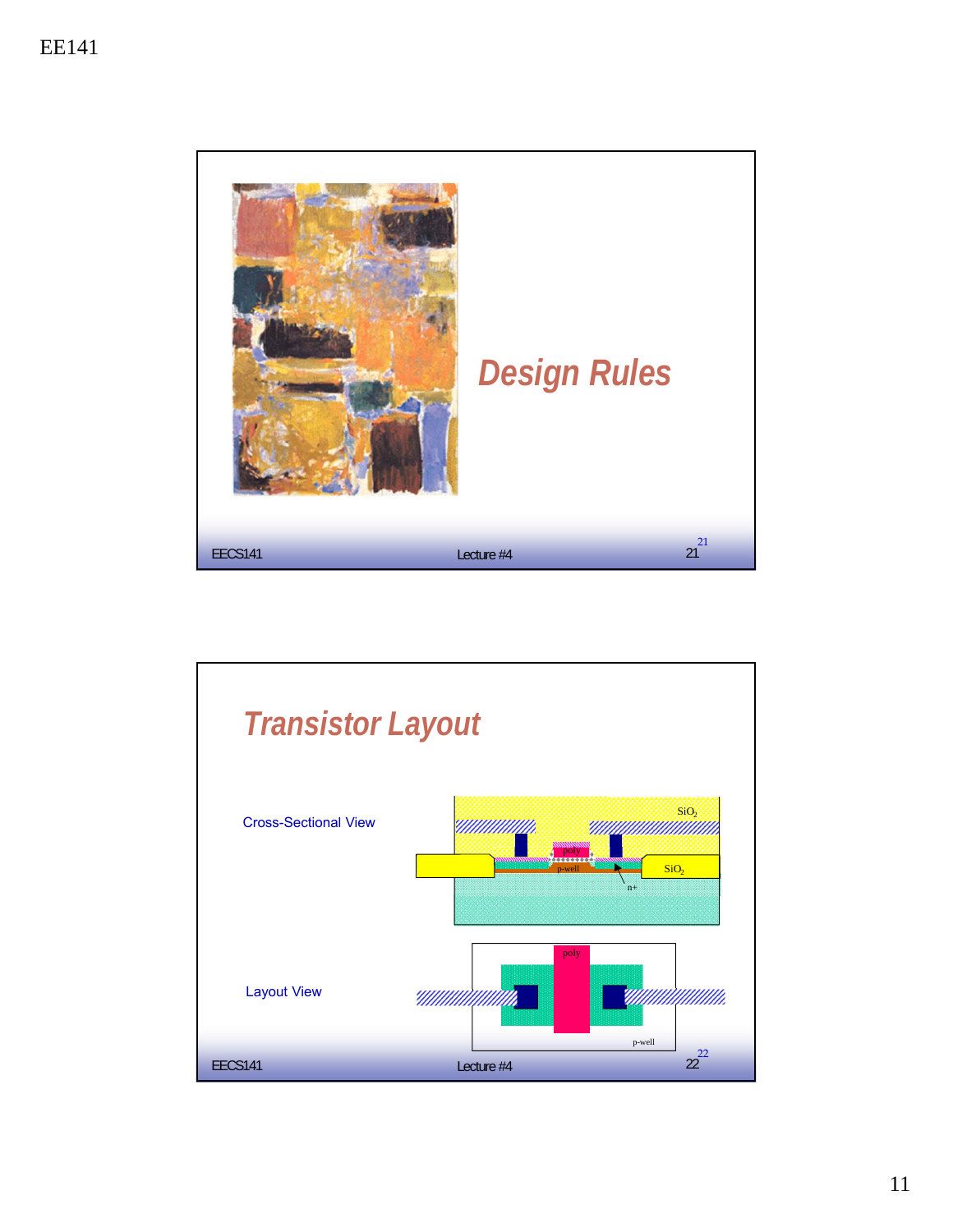## Design Rules

## Transistor Layout

Cross-Sectional View

$SiO_2$

poly

p-well

$SiO_2$

n+

Layout View

poly

p-well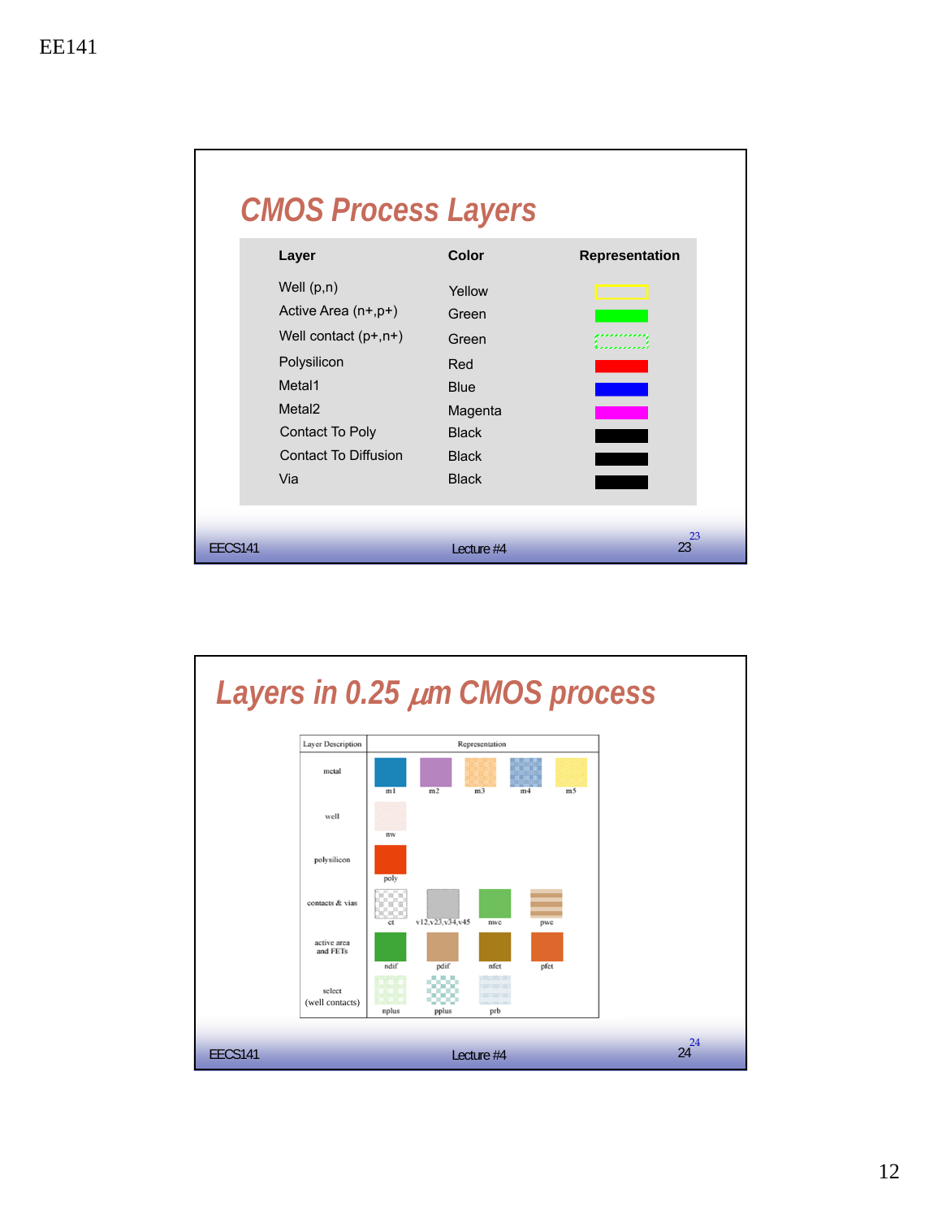## CMOS Process Layers

| Layer | Color | Representation |
|---|---|---|
| Well (p,n) | Yellow | |
| Active Area (n+,p+) | Green | |
| Well contact (p+,n+) | Green | |
| Polysilicon | Red | |
| Metal1 | Blue | |
| Metal2 | Magenta | |
| Contact To Poly | Black | |
| Contact To Diffusion | Black | |
| Via | Black | |

## Layers in 0.25 $\mu$m CMOS process

| Layer Description | Representation | | | | |
|---|---|---|---|---|---|
| metal | m1 | m2 | m3 | m4 | m5 |
| well | nw | | | | |
| polysilicon | poly | | | | |
| contacts & vias | ct | v12,v23,v34,v45 | nwc | pwc | |
| active area and FETs | ndif | pdif | nfet | pfet | |
| select (well contacts) | nplus | pplus | prb | | |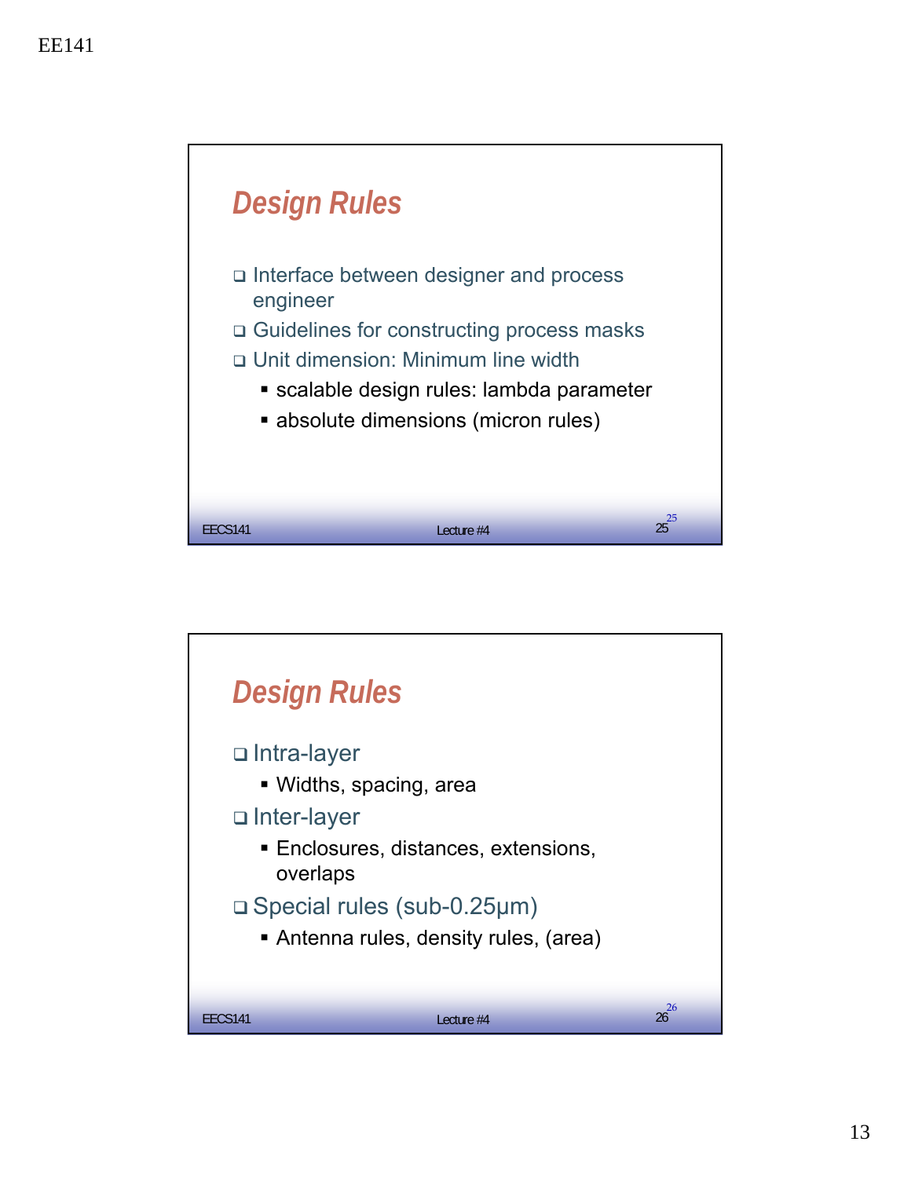## Design Rules

- Interface between designer and process engineer
- Guidelines for constructing process masks
- Unit dimension: Minimum line width
  - scalable design rules: lambda parameter
  - absolute dimensions (micron rules)

## Design Rules

- Intra-layer
  - Widths, spacing, area
- Inter-layer
  - Enclosures, distances, extensions, overlaps
- Special rules (sub-0.25μm)
  - Antenna rules, density rules, (area)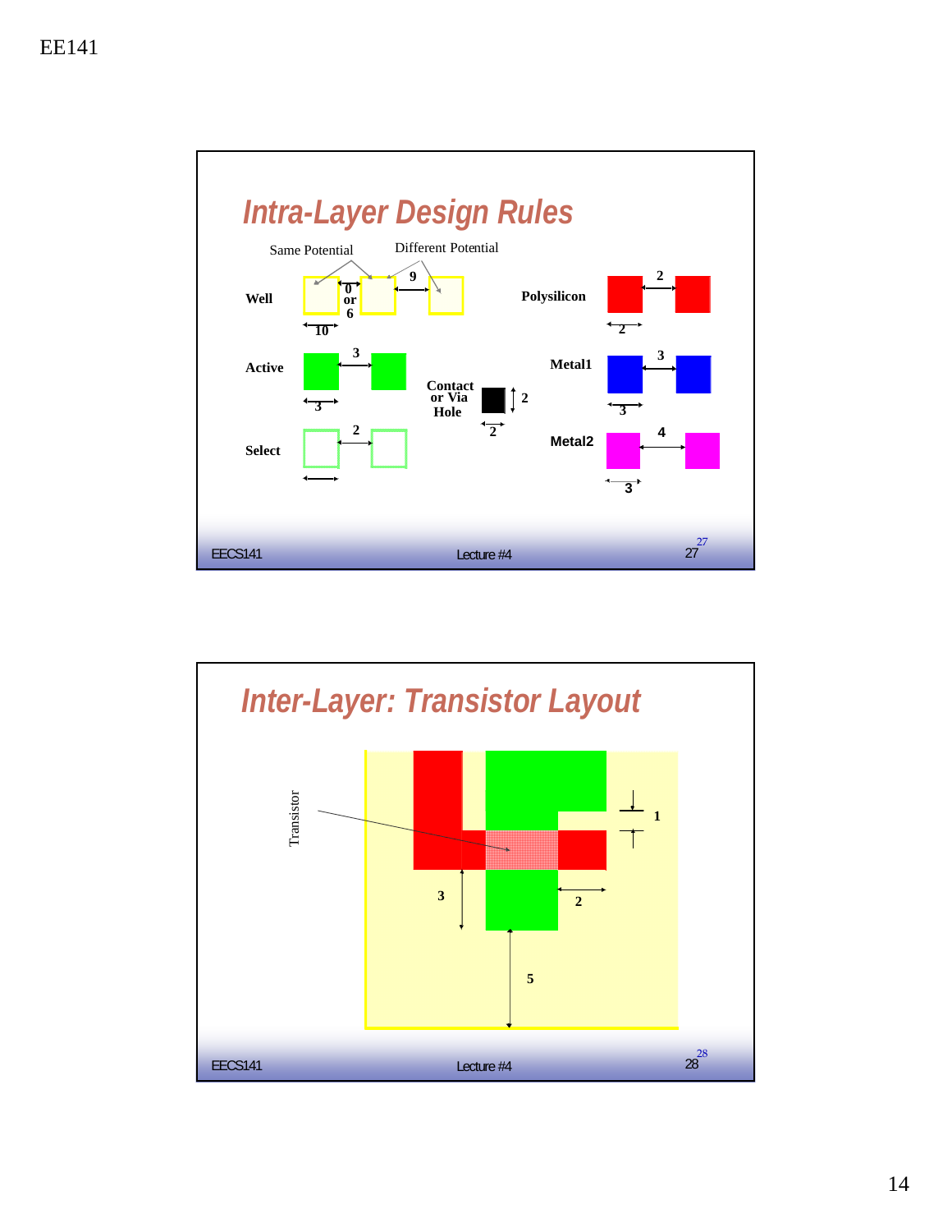## Intra-Layer Design Rules

Same Potential — Different Potential

Well: 10; 0 or 6; 9

Polysilicon: 2; 2

Active: 3; 3

Contact or Via Hole: 2; 2

Metal1: 3; 3

Select: 2

Metal2: 4; 3

## Inter-Layer: Transistor Layout

Transistor

1

3

2

5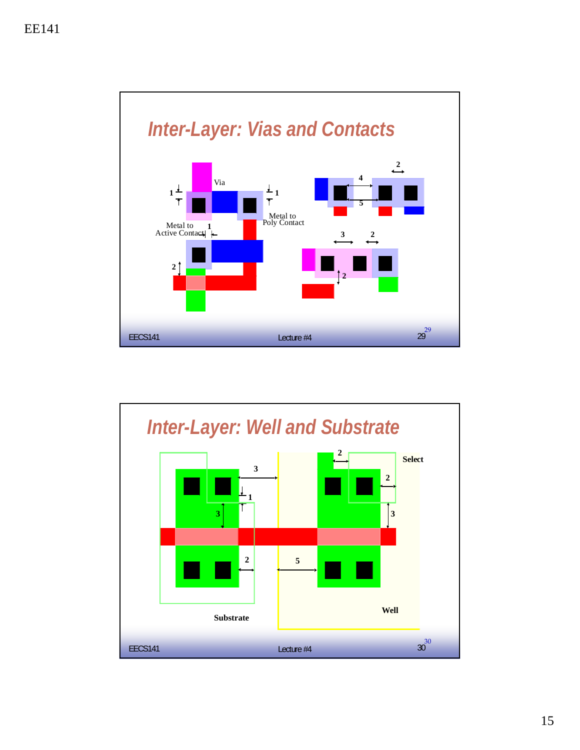## Inter-Layer: Vias and Contacts

Via

1

1

Metal to Poly Contact

Metal to Active Contact

1

2

4

5

2

3

2

2

## Inter-Layer: Well and Substrate

2

Select

3

2

1

3

3

2

5

Well

Substrate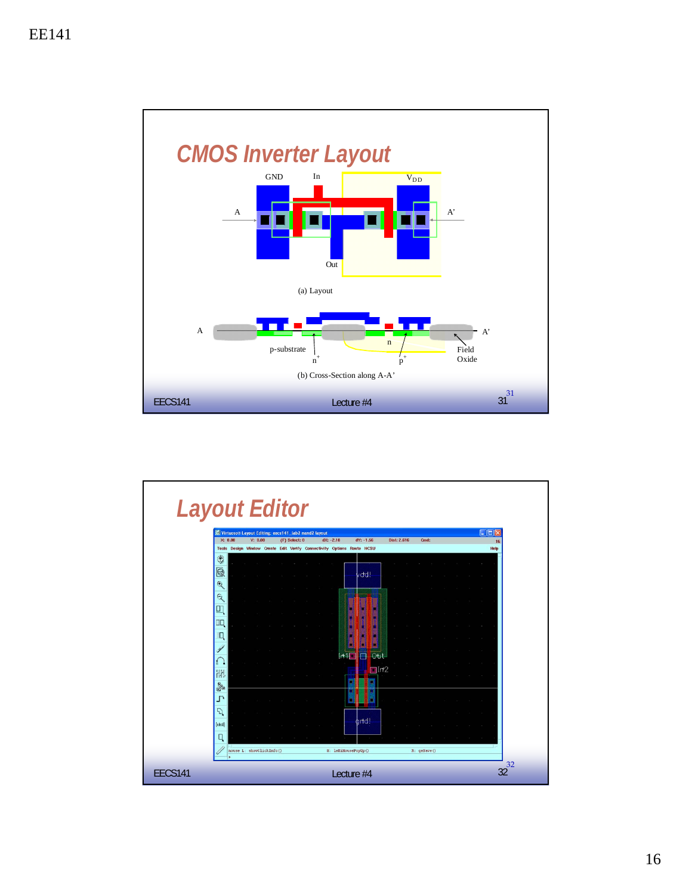## CMOS Inverter Layout

GND In $V_{DD}$

A A'

Out

(a) Layout

A A'

p-substrate

$n^+$

n

$p^+$

Field Oxide

(b) Cross-Section along A-A'

## Layout Editor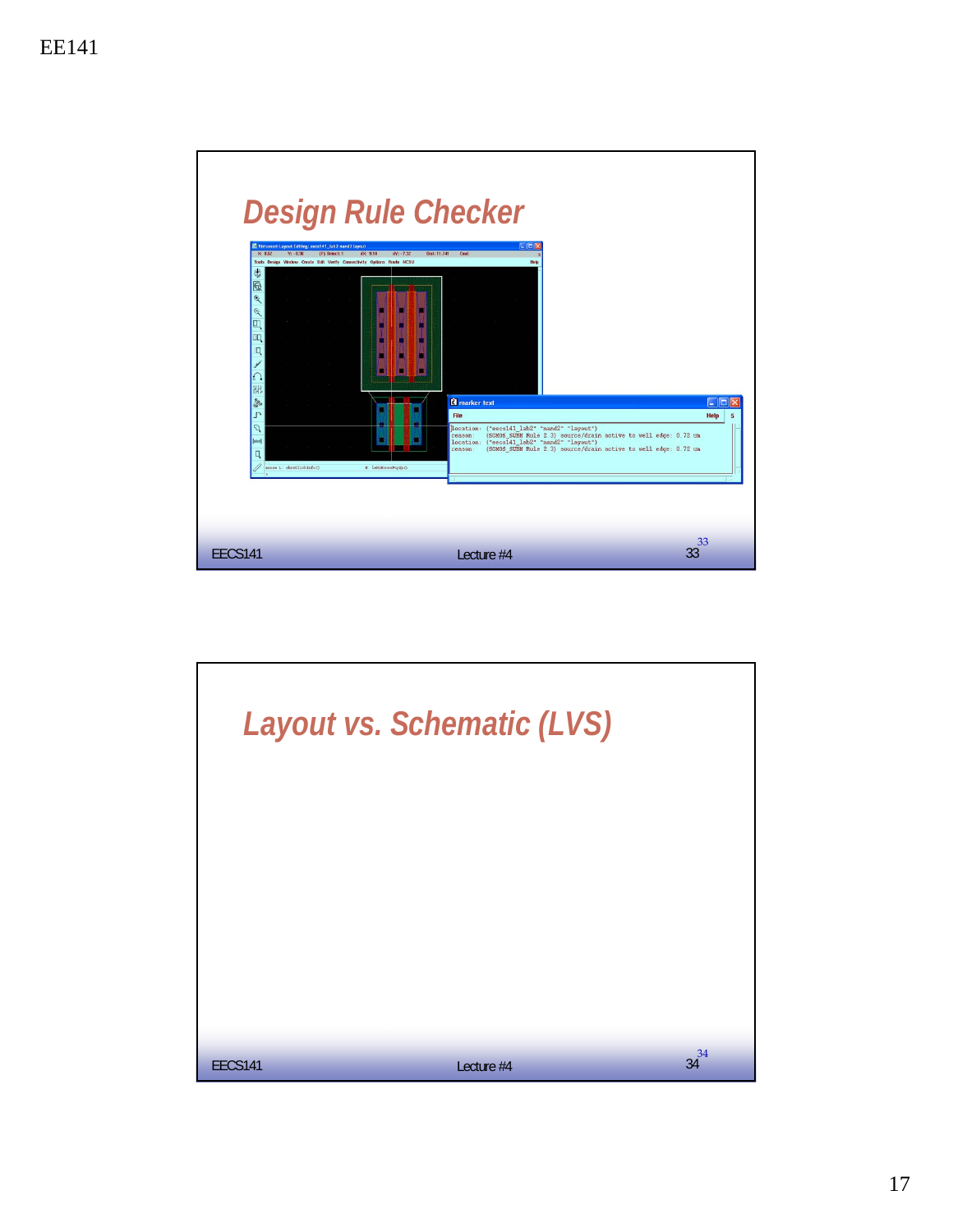# Design Rule Checker

```
location: ("eecs141_lab2" "nand2" "layout")
reason:   (SCMOS_SUBM Rule 2.3) source/drain active to well edge: 0.72 um
location: ("eecs141_lab2" "nand2" "layout")
reason:   (SCMOS_SUBM Rule 2.3) source/drain active to well edge: 0.72 um
```

# Layout vs. Schematic (LVS)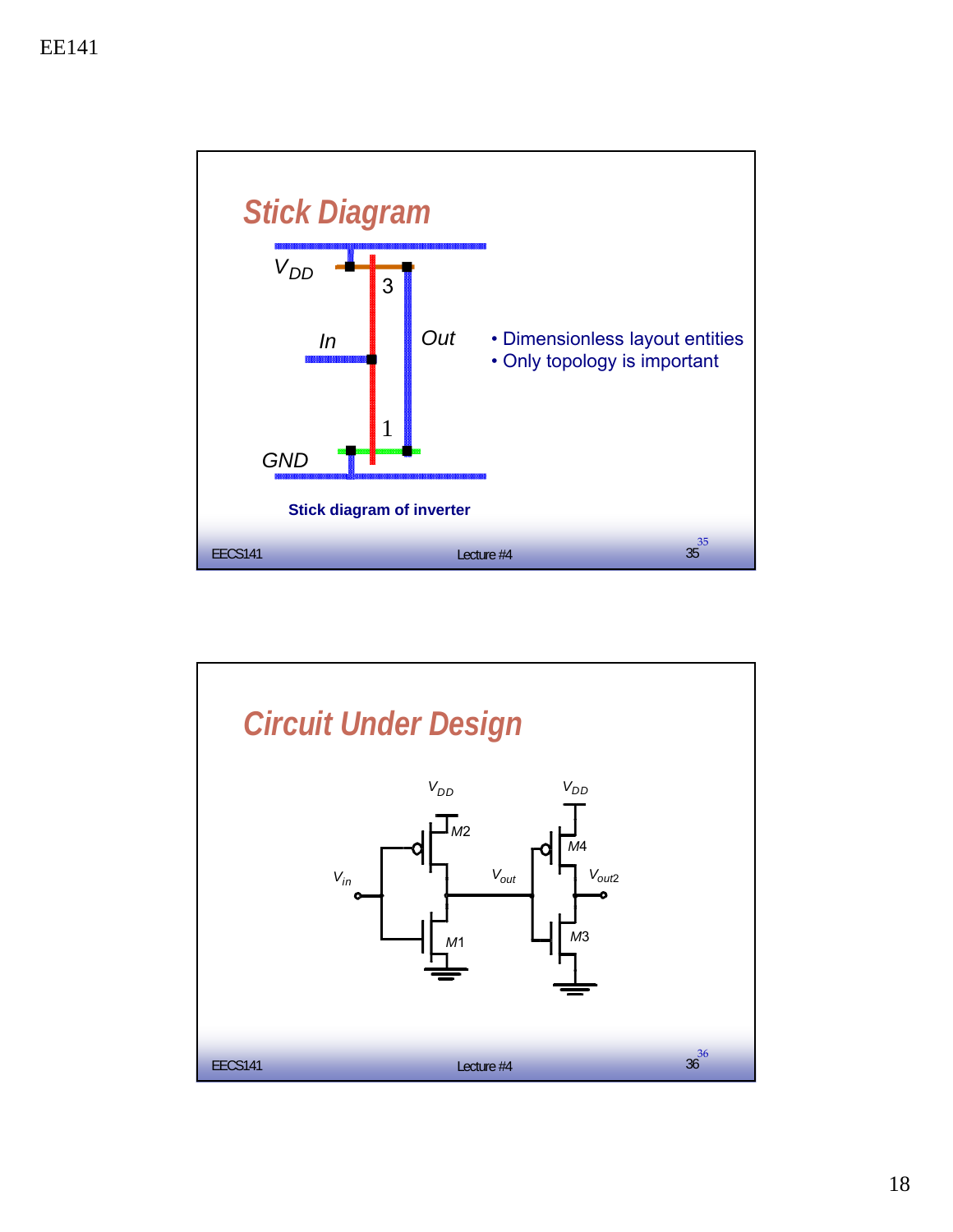## Stick Diagram

$V_{DD}$

3

*In*

*Out*

1

*GND*

**Stick diagram of inverter**

- Dimensionless layout entities
- Only topology is important

## Circuit Under Design

$V_{DD}$ $V_{DD}$

$M2$ $M4$

$V_{in}$ $V_{out}$ $V_{out2}$

$M1$ $M3$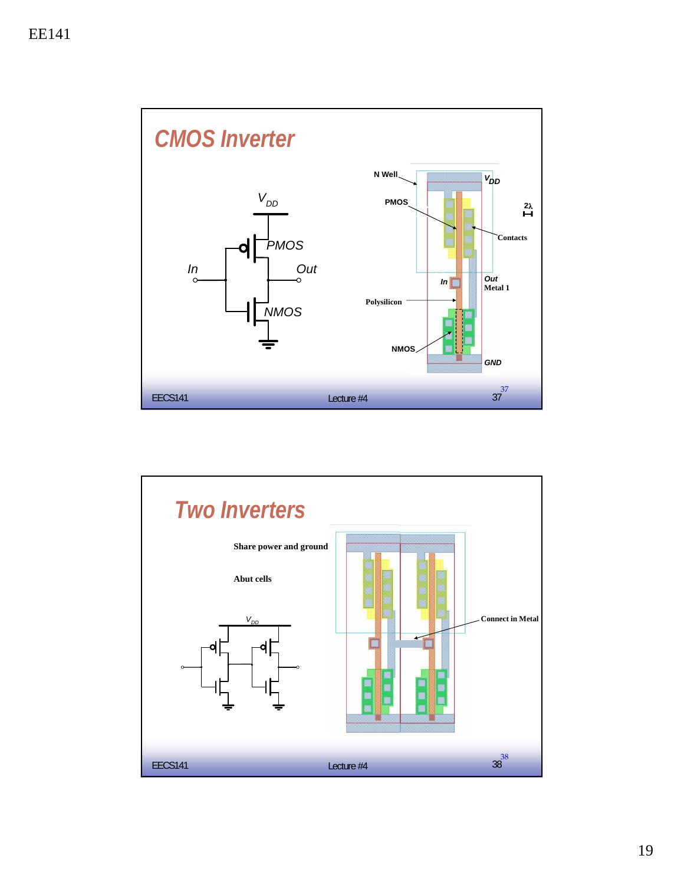## CMOS Inverter

$V_{DD}$

PMOS

In

Out

NMOS

N Well

PMOS

$V_{DD}$

$2\lambda$

Contacts

In

Out

Metal 1

Polysilicon

NMOS

GND

## Two Inverters

Share power and ground

Abut cells

$V_{DD}$

Connect in Metal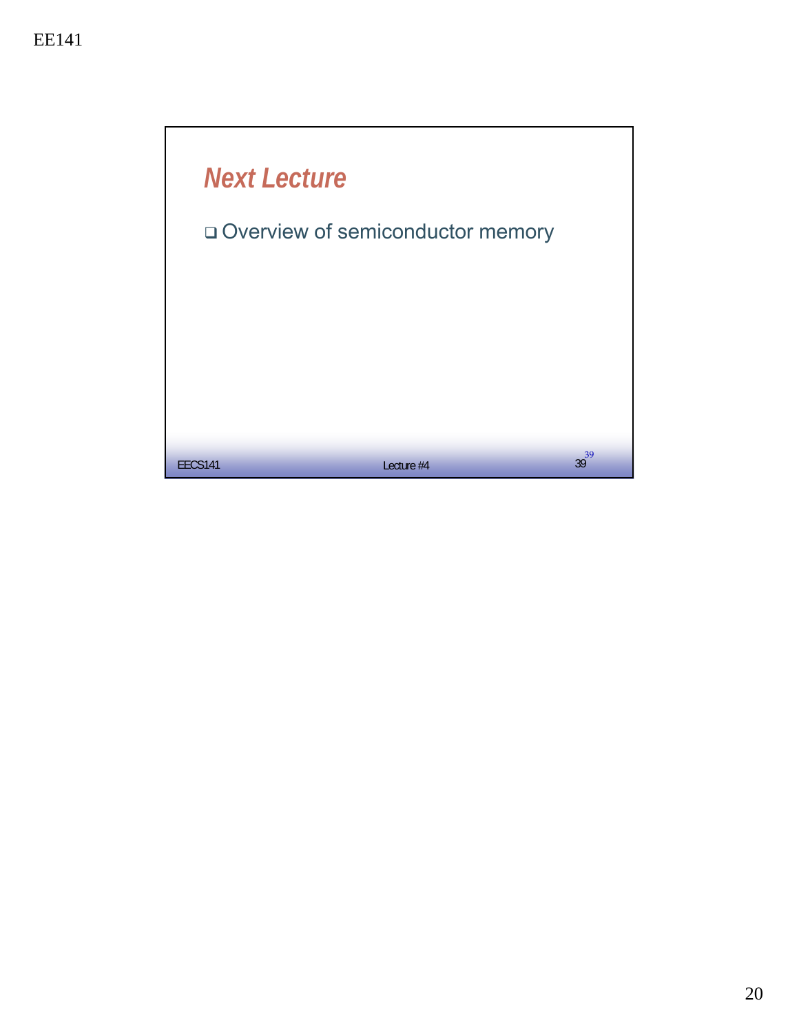## Next Lecture

- Overview of semiconductor memory